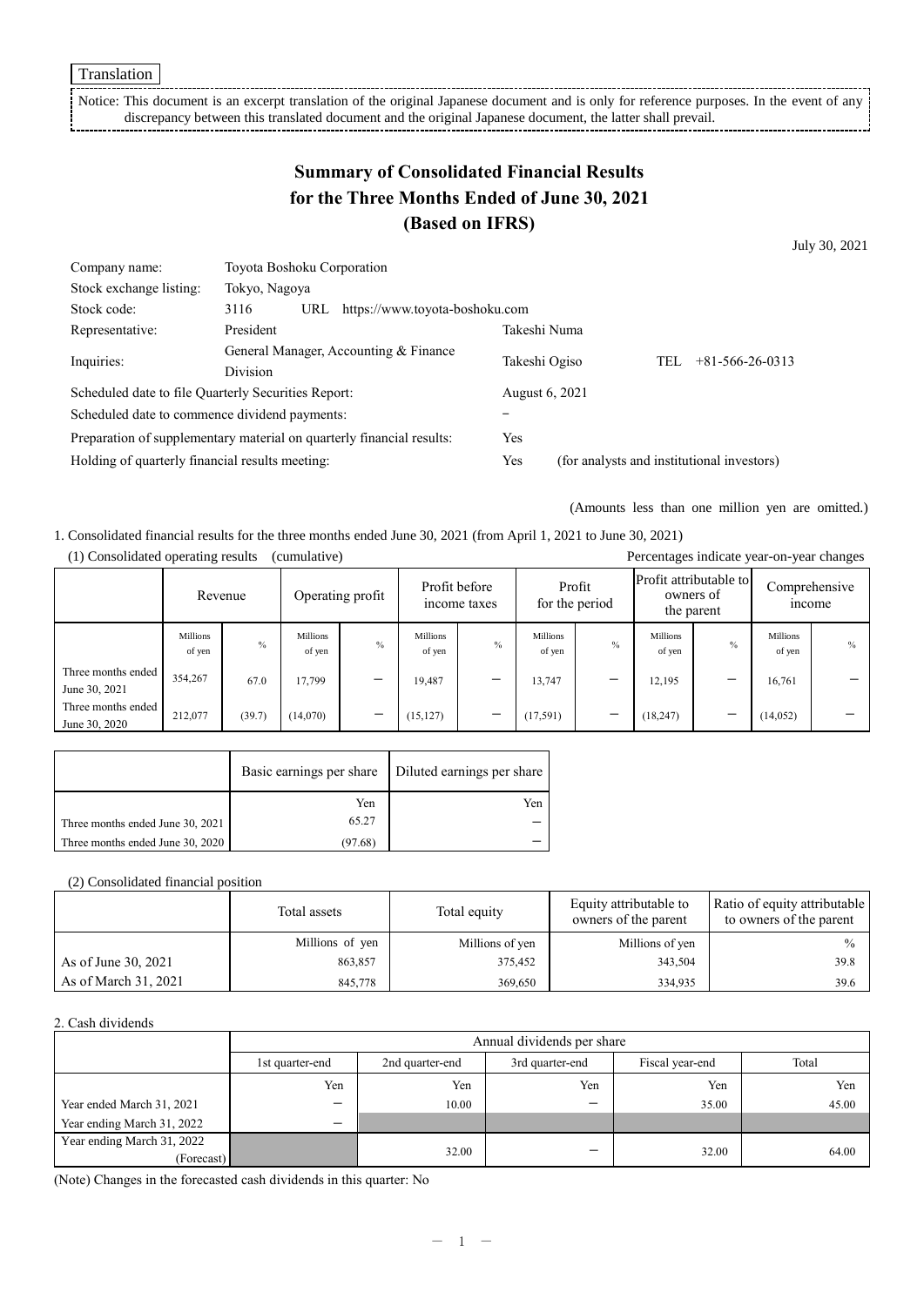Translation

Notice: This document is an excerpt translation of the original Japanese document and is only for reference purposes. In the event of any discrepancy between this translated document and the original Japanese document, the latter shall prevail.

# Summary of Consolidated Financial Results for the Three Months Ended of June 30, 2021 (Based on IFRS)

July 30, 2021

| | | | |
|---|---|---|---|
| Company name: | Toyota Boshoku Corporation | | |
| Stock exchange listing: | Tokyo, Nagoya | | |
| Stock code: | 3116 URL https://www.toyota-boshoku.com | | |
| Representative: | President | Takeshi Numa | |
| Inquiries: | General Manager, Accounting & Finance Division | Takeshi Ogiso | TEL +81-566-26-0313 |
| Scheduled date to file Quarterly Securities Report: | | August 6, 2021 | |
| Scheduled date to commence dividend payments: | | – | |
| Preparation of supplementary material on quarterly financial results: | | Yes | |
| Holding of quarterly financial results meeting: | | Yes | (for analysts and institutional investors) |

(Amounts less than one million yen are omitted.)

1. Consolidated financial results for the three months ended June 30, 2021 (from April 1, 2021 to June 30, 2021)

(1) Consolidated operating results (cumulative)

Percentages indicate year-on-year changes

| | Revenue | | Operating profit | | Profit before income taxes | | Profit for the period | | Profit attributable to owners of the parent | | Comprehensive income | |
|---|---|---|---|---|---|---|---|---|---|---|---|---|
| | Millions of yen | % | Millions of yen | % | Millions of yen | % | Millions of yen | % | Millions of yen | % | Millions of yen | % |
| Three months ended June 30, 2021 | 354,267 | 67.0 | 17,799 | – | 19,487 | – | 13,747 | – | 12,195 | – | 16,761 | – |
| Three months ended June 30, 2020 | 212,077 | (39.7) | (14,070) | – | (15,127) | – | (17,591) | – | (18,247) | – | (14,052) | – |

| | Basic earnings per share | Diluted earnings per share |
|---|---|---|
| | Yen | Yen |
| Three months ended June 30, 2021 | 65.27 | – |
| Three months ended June 30, 2020 | (97.68) | – |

(2) Consolidated financial position

| | Total assets | Total equity | Equity attributable to owners of the parent | Ratio of equity attributable to owners of the parent |
|---|---|---|---|---|
| | Millions of yen | Millions of yen | Millions of yen | % |
| As of June 30, 2021 | 863,857 | 375,452 | 343,504 | 39.8 |
| As of March 31, 2021 | 845,778 | 369,650 | 334,935 | 39.6 |

2. Cash dividends

| | Annual dividends per share | | | | |
|---|---|---|---|---|---|
| | 1st quarter-end | 2nd quarter-end | 3rd quarter-end | Fiscal year-end | Total |
| | Yen | Yen | Yen | Yen | Yen |
| Year ended March 31, 2021 | – | 10.00 | – | 35.00 | 45.00 |
| Year ending March 31, 2022 | – | | | | |
| Year ending March 31, 2022 (Forecast) | | 32.00 | – | 32.00 | 64.00 |

(Note) Changes in the forecasted cash dividends in this quarter: No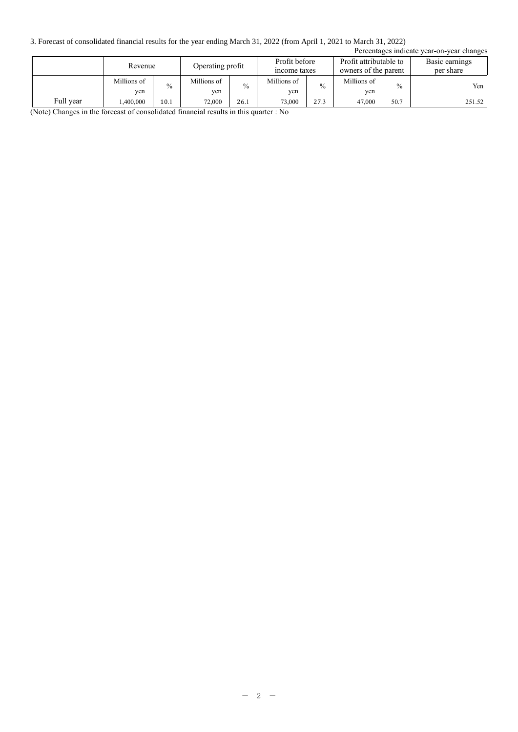3. Forecast of consolidated financial results for the year ending March 31, 2022 (from April 1, 2021 to March 31, 2022)

Percentages indicate year-on-year changes

| | Revenue | | Operating profit | | Profit before income taxes | | Profit attributable to owners of the parent | | Basic earnings per share |
|---|---|---|---|---|---|---|---|---|---|
| | Millions of yen | % | Millions of yen | % | Millions of yen | % | Millions of yen | % | Yen |
| Full year | 1,400,000 | 10.1 | 72,000 | 26.1 | 73,000 | 27.3 | 47,000 | 50.7 | 251.52 |

(Note) Changes in the forecast of consolidated financial results in this quarter : No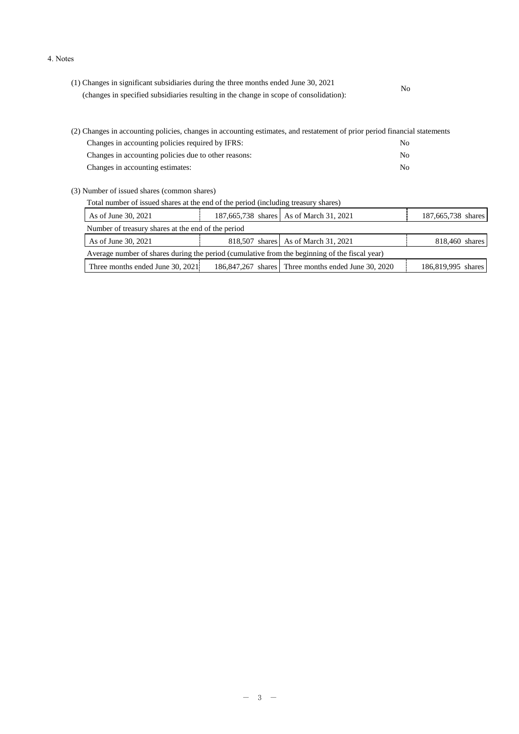4. Notes

(1) Changes in significant subsidiaries during the three months ended June 30, 2021 (changes in specified subsidiaries resulting in the change in scope of consolidation): No

(2) Changes in accounting policies, changes in accounting estimates, and restatement of prior period financial statements

| | |
|---|---|
| Changes in accounting policies required by IFRS: | No |
| Changes in accounting policies due to other reasons: | No |
| Changes in accounting estimates: | No |

(3) Number of issued shares (common shares)

Total number of issued shares at the end of the period (including treasury shares)

| | | | |
|---|---|---|---|
| As of June 30, 2021 | 187,665,738 shares | As of March 31, 2021 | 187,665,738 shares |

Number of treasury shares at the end of the period

| | | | |
|---|---|---|---|
| As of June 30, 2021 | 818,507 shares | As of March 31, 2021 | 818,460 shares |

Average number of shares during the period (cumulative from the beginning of the fiscal year)

| | | | |
|---|---|---|---|
| Three months ended June 30, 2021 | 186,847,267 shares | Three months ended June 30, 2020 | 186,819,995 shares |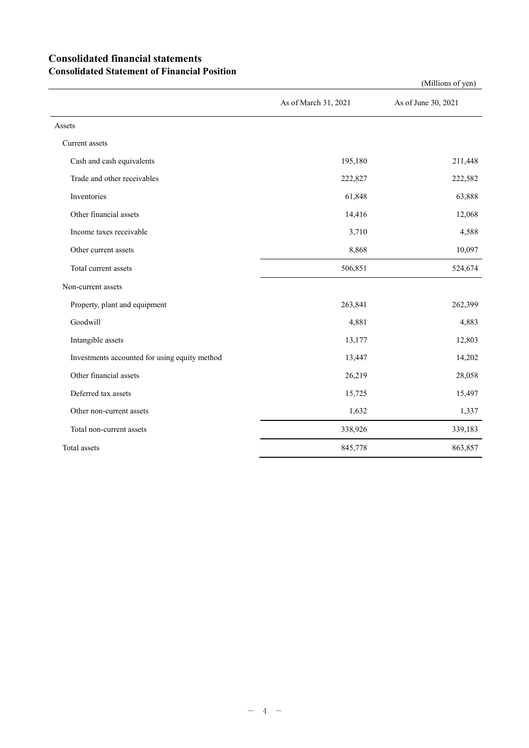# Consolidated financial statements

## Consolidated Statement of Financial Position

(Millions of yen)

| | As of March 31, 2021 | As of June 30, 2021 |
|---|---|---|
| Assets | | |
| Current assets | | |
| Cash and cash equivalents | 195,180 | 211,448 |
| Trade and other receivables | 222,827 | 222,582 |
| Inventories | 61,848 | 63,888 |
| Other financial assets | 14,416 | 12,068 |
| Income taxes receivable | 3,710 | 4,588 |
| Other current assets | 8,868 | 10,097 |
| Total current assets | 506,851 | 524,674 |
| Non-current assets | | |
| Property, plant and equipment | 263,841 | 262,399 |
| Goodwill | 4,881 | 4,883 |
| Intangible assets | 13,177 | 12,803 |
| Investments accounted for using equity method | 13,447 | 14,202 |
| Other financial assets | 26,219 | 28,058 |
| Deferred tax assets | 15,725 | 15,497 |
| Other non-current assets | 1,632 | 1,337 |
| Total non-current assets | 338,926 | 339,183 |
| Total assets | 845,778 | 863,857 |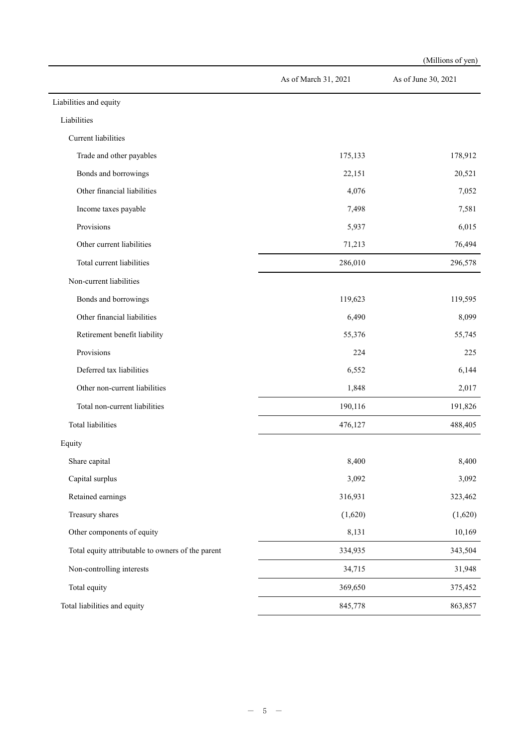(Millions of yen)

| | As of March 31, 2021 | As of June 30, 2021 |
|---|---|---|
| Liabilities and equity | | |
| Liabilities | | |
| Current liabilities | | |
| Trade and other payables | 175,133 | 178,912 |
| Bonds and borrowings | 22,151 | 20,521 |
| Other financial liabilities | 4,076 | 7,052 |
| Income taxes payable | 7,498 | 7,581 |
| Provisions | 5,937 | 6,015 |
| Other current liabilities | 71,213 | 76,494 |
| Total current liabilities | 286,010 | 296,578 |
| Non-current liabilities | | |
| Bonds and borrowings | 119,623 | 119,595 |
| Other financial liabilities | 6,490 | 8,099 |
| Retirement benefit liability | 55,376 | 55,745 |
| Provisions | 224 | 225 |
| Deferred tax liabilities | 6,552 | 6,144 |
| Other non-current liabilities | 1,848 | 2,017 |
| Total non-current liabilities | 190,116 | 191,826 |
| Total liabilities | 476,127 | 488,405 |
| Equity | | |
| Share capital | 8,400 | 8,400 |
| Capital surplus | 3,092 | 3,092 |
| Retained earnings | 316,931 | 323,462 |
| Treasury shares | (1,620) | (1,620) |
| Other components of equity | 8,131 | 10,169 |
| Total equity attributable to owners of the parent | 334,935 | 343,504 |
| Non-controlling interests | 34,715 | 31,948 |
| Total equity | 369,650 | 375,452 |
| Total liabilities and equity | 845,778 | 863,857 |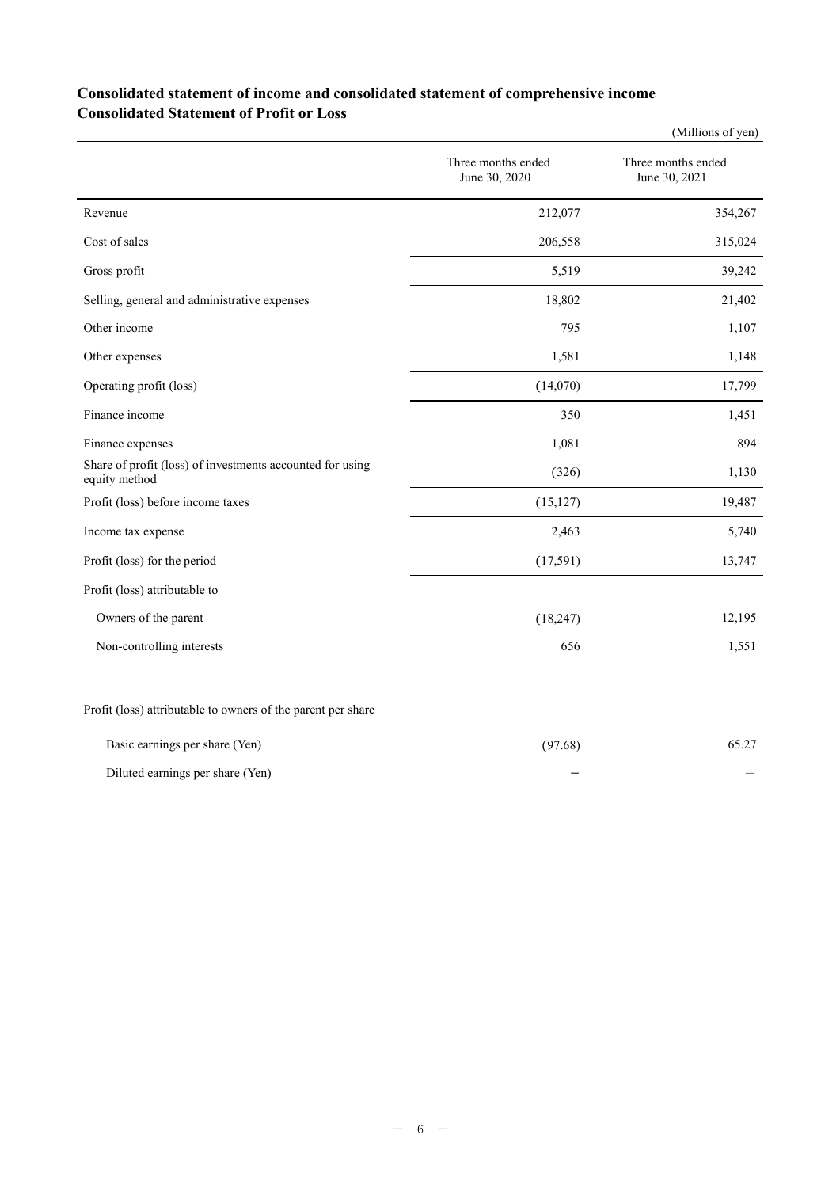## Consolidated statement of income and consolidated statement of comprehensive income

## Consolidated Statement of Profit or Loss

(Millions of yen)

| | Three months ended June 30, 2020 | Three months ended June 30, 2021 |
|---|---|---|
| Revenue | 212,077 | 354,267 |
| Cost of sales | 206,558 | 315,024 |
| Gross profit | 5,519 | 39,242 |
| Selling, general and administrative expenses | 18,802 | 21,402 |
| Other income | 795 | 1,107 |
| Other expenses | 1,581 | 1,148 |
| Operating profit (loss) | (14,070) | 17,799 |
| Finance income | 350 | 1,451 |
| Finance expenses | 1,081 | 894 |
| Share of profit (loss) of investments accounted for using equity method | (326) | 1,130 |
| Profit (loss) before income taxes | (15,127) | 19,487 |
| Income tax expense | 2,463 | 5,740 |
| Profit (loss) for the period | (17,591) | 13,747 |
| Profit (loss) attributable to | | |
| Owners of the parent | (18,247) | 12,195 |
| Non-controlling interests | 656 | 1,551 |
| | | |
| Profit (loss) attributable to owners of the parent per share | | |
| Basic earnings per share (Yen) | (97.68) | 65.27 |
| Diluted earnings per share (Yen) | – | – |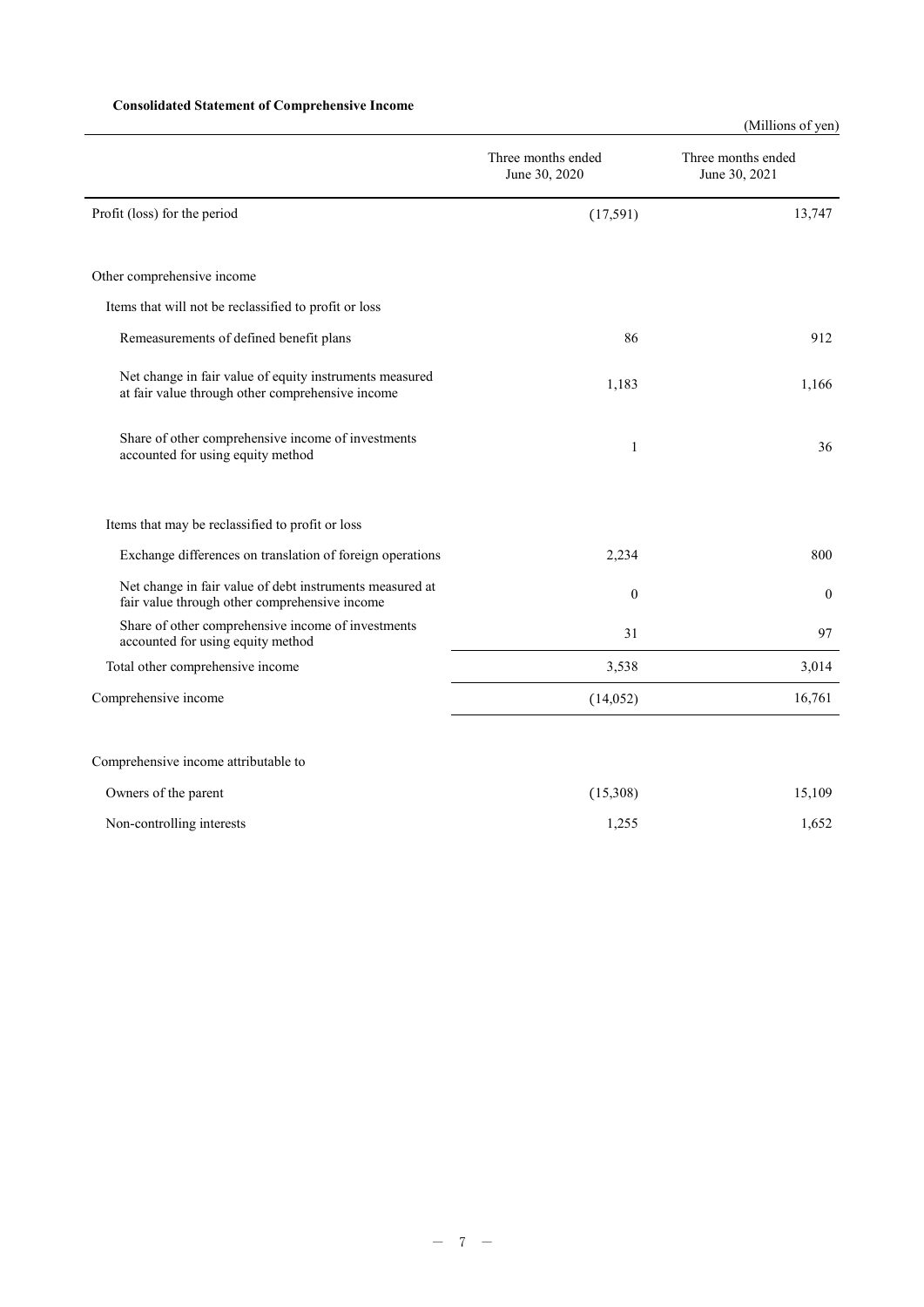**Consolidated Statement of Comprehensive Income**

(Millions of yen)

| | Three months ended June 30, 2020 | Three months ended June 30, 2021 |
|---|---|---|
| Profit (loss) for the period | (17,591) | 13,747 |
| Other comprehensive income | | |
| Items that will not be reclassified to profit or loss | | |
| Remeasurements of defined benefit plans | 86 | 912 |
| Net change in fair value of equity instruments measured at fair value through other comprehensive income | 1,183 | 1,166 |
| Share of other comprehensive income of investments accounted for using equity method | 1 | 36 |
| Items that may be reclassified to profit or loss | | |
| Exchange differences on translation of foreign operations | 2,234 | 800 |
| Net change in fair value of debt instruments measured at fair value through other comprehensive income | 0 | 0 |
| Share of other comprehensive income of investments accounted for using equity method | 31 | 97 |
| Total other comprehensive income | 3,538 | 3,014 |
| Comprehensive income | (14,052) | 16,761 |
| Comprehensive income attributable to | | |
| Owners of the parent | (15,308) | 15,109 |
| Non-controlling interests | 1,255 | 1,652 |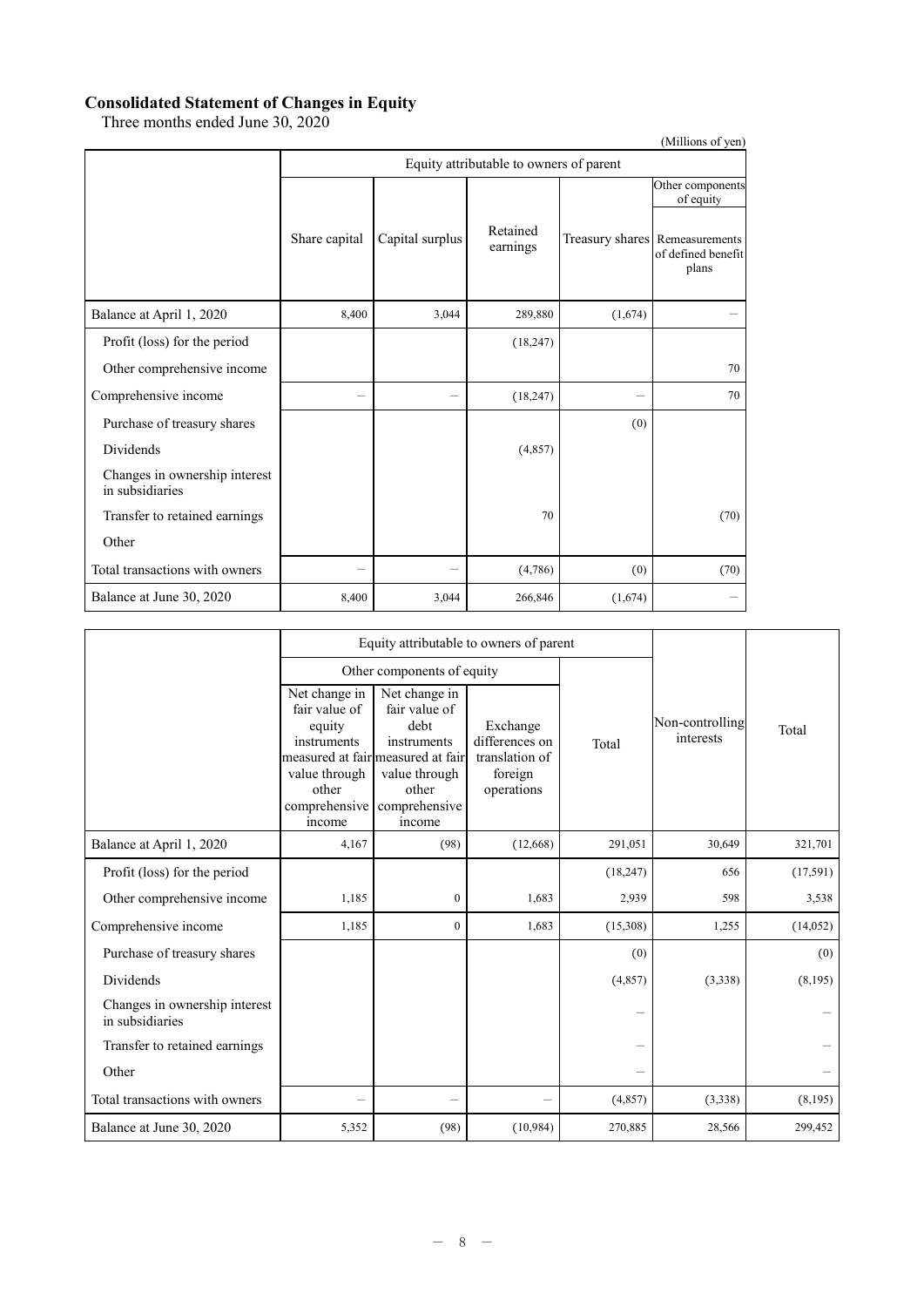**Consolidated Statement of Changes in Equity**

Three months ended June 30, 2020

(Millions of yen)

| | Equity attributable to owners of parent | | | | |
|---|---|---|---|---|---|
| | | | | | Other components of equity |
| | Share capital | Capital surplus | Retained earnings | Treasury shares | Remeasurements of defined benefit plans |
| Balance at April 1, 2020 | 8,400 | 3,044 | 289,880 | (1,674) | – |
| Profit (loss) for the period | | | (18,247) | | |
| Other comprehensive income | | | | | 70 |
| Comprehensive income | – | – | (18,247) | – | 70 |
| Purchase of treasury shares | | | | (0) | |
| Dividends | | | (4,857) | | |
| Changes in ownership interest in subsidiaries | | | | | |
| Transfer to retained earnings | | | 70 | | (70) |
| Other | | | | | |
| Total transactions with owners | – | – | (4,786) | (0) | (70) |
| Balance at June 30, 2020 | 8,400 | 3,044 | 266,846 | (1,674) | – |

| | Equity attributable to owners of parent | | | | | |
|---|---|---|---|---|---|---|
| | Other components of equity | | | | | |
| | Net change in fair value of equity instruments measured at fair value through other comprehensive income | Net change in fair value of debt instruments measured at fair value through other comprehensive income | Exchange differences on translation of foreign operations | Total | Non-controlling interests | Total |
| Balance at April 1, 2020 | 4,167 | (98) | (12,668) | 291,051 | 30,649 | 321,701 |
| Profit (loss) for the period | | | | (18,247) | 656 | (17,591) |
| Other comprehensive income | 1,185 | 0 | 1,683 | 2,939 | 598 | 3,538 |
| Comprehensive income | 1,185 | 0 | 1,683 | (15,308) | 1,255 | (14,052) |
| Purchase of treasury shares | | | | (0) | | (0) |
| Dividends | | | | (4,857) | (3,338) | (8,195) |
| Changes in ownership interest in subsidiaries | | | | – | | – |
| Transfer to retained earnings | | | | – | | – |
| Other | | | | – | | – |
| Total transactions with owners | – | – | – | (4,857) | (3,338) | (8,195) |
| Balance at June 30, 2020 | 5,352 | (98) | (10,984) | 270,885 | 28,566 | 299,452 |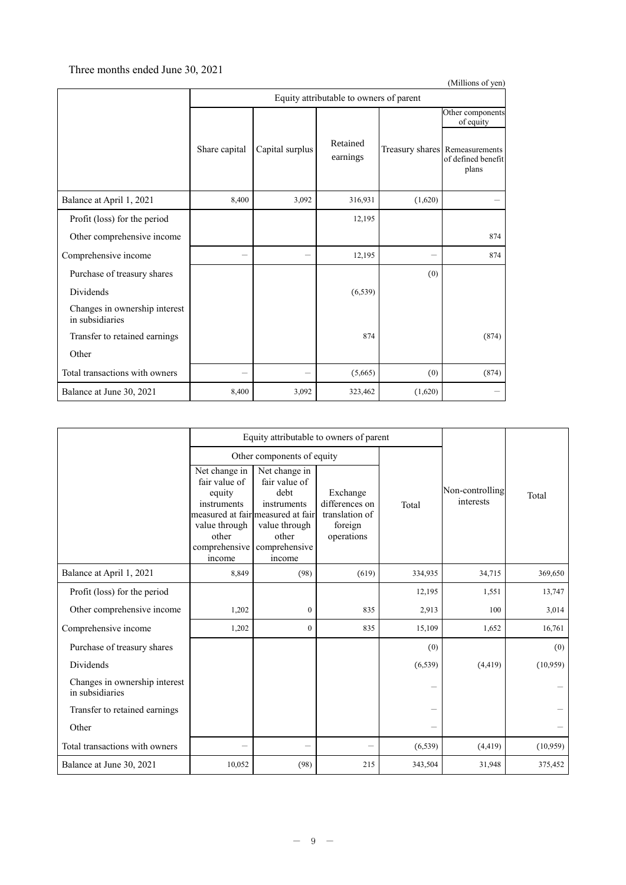Three months ended June 30, 2021

(Millions of yen)

| | Equity attributable to owners of parent | | | | |
|---|---|---|---|---|---|
| | | | | | Other components of equity |
| | Share capital | Capital surplus | Retained earnings | Treasury shares | Remeasurements of defined benefit plans |
| Balance at April 1, 2021 | 8,400 | 3,092 | 316,931 | (1,620) | – |
| Profit (loss) for the period | | | 12,195 | | |
| Other comprehensive income | | | | | 874 |
| Comprehensive income | – | – | 12,195 | – | 874 |
| Purchase of treasury shares | | | | (0) | |
| Dividends | | | (6,539) | | |
| Changes in ownership interest in subsidiaries | | | | | |
| Transfer to retained earnings | | | 874 | | (874) |
| Other | | | | | |
| Total transactions with owners | – | – | (5,665) | (0) | (874) |
| Balance at June 30, 2021 | 8,400 | 3,092 | 323,462 | (1,620) | – |

| | Equity attributable to owners of parent | | | | | |
|---|---|---|---|---|---|---|
| | Other components of equity | | | | | |
| | Net change in fair value of equity instruments measured at fair value through other comprehensive income | Net change in fair value of debt instruments measured at fair value through other comprehensive income | Exchange differences on translation of foreign operations | Total | Non-controlling interests | Total |
| Balance at April 1, 2021 | 8,849 | (98) | (619) | 334,935 | 34,715 | 369,650 |
| Profit (loss) for the period | | | | 12,195 | 1,551 | 13,747 |
| Other comprehensive income | 1,202 | 0 | 835 | 2,913 | 100 | 3,014 |
| Comprehensive income | 1,202 | 0 | 835 | 15,109 | 1,652 | 16,761 |
| Purchase of treasury shares | | | | (0) | | (0) |
| Dividends | | | | (6,539) | (4,419) | (10,959) |
| Changes in ownership interest in subsidiaries | | | | – | | – |
| Transfer to retained earnings | | | | – | | – |
| Other | | | | – | | – |
| Total transactions with owners | – | – | – | (6,539) | (4,419) | (10,959) |
| Balance at June 30, 2021 | 10,052 | (98) | 215 | 343,504 | 31,948 | 375,452 |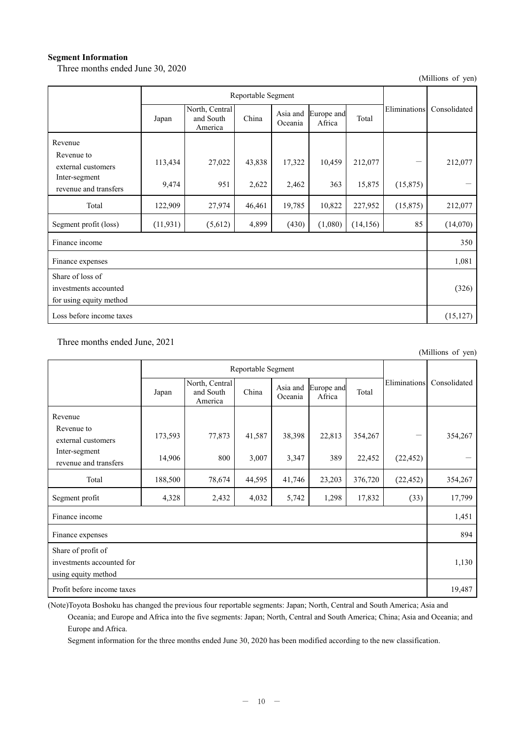**Segment Information**

Three months ended June 30, 2020

(Millions of yen)

| | Reportable Segment | | | | | | Eliminations | Consolidated |
|---|---|---|---|---|---|---|---|---|
| | Japan | North, Central and South America | China | Asia and Oceania | Europe and Africa | Total | | |
| Revenue | | | | | | | | |
| Revenue to external customers | 113,434 | 27,022 | 43,838 | 17,322 | 10,459 | 212,077 | — | 212,077 |
| Inter-segment revenue and transfers | 9,474 | 951 | 2,622 | 2,462 | 363 | 15,875 | (15,875) | — |
| Total | 122,909 | 27,974 | 46,461 | 19,785 | 10,822 | 227,952 | (15,875) | 212,077 |
| Segment profit (loss) | (11,931) | (5,612) | 4,899 | (430) | (1,080) | (14,156) | 85 | (14,070) |
| Finance income | | | | | | | | 350 |
| Finance expenses | | | | | | | | 1,081 |
| Share of loss of investments accounted for using equity method | | | | | | | | (326) |
| Loss before income taxes | | | | | | | | (15,127) |

Three months ended June, 2021

(Millions of yen)

| | Reportable Segment | | | | | | Eliminations | Consolidated |
|---|---|---|---|---|---|---|---|---|
| | Japan | North, Central and South America | China | Asia and Oceania | Europe and Africa | Total | | |
| Revenue | | | | | | | | |
| Revenue to external customers | 173,593 | 77,873 | 41,587 | 38,398 | 22,813 | 354,267 | — | 354,267 |
| Inter-segment revenue and transfers | 14,906 | 800 | 3,007 | 3,347 | 389 | 22,452 | (22,452) | — |
| Total | 188,500 | 78,674 | 44,595 | 41,746 | 23,203 | 376,720 | (22,452) | 354,267 |
| Segment profit | 4,328 | 2,432 | 4,032 | 5,742 | 1,298 | 17,832 | (33) | 17,799 |
| Finance income | | | | | | | | 1,451 |
| Finance expenses | | | | | | | | 894 |
| Share of profit of investments accounted for using equity method | | | | | | | | 1,130 |
| Profit before income taxes | | | | | | | | 19,487 |

(Note)Toyota Boshoku has changed the previous four reportable segments: Japan; North, Central and South America; Asia and Oceania; and Europe and Africa into the five segments: Japan; North, Central and South America; China; Asia and Oceania; and Europe and Africa.

Segment information for the three months ended June 30, 2020 has been modified according to the new classification.